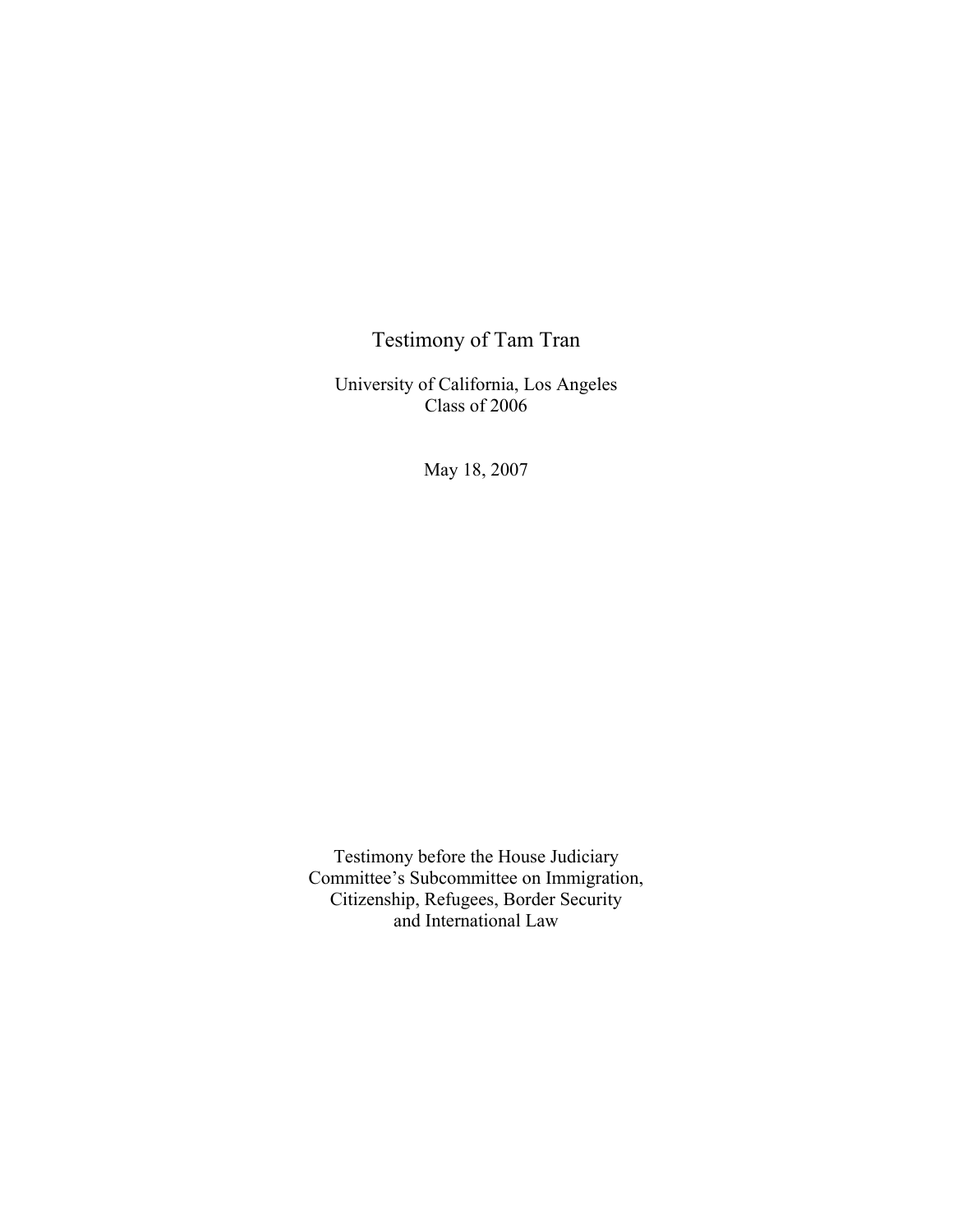# Testimony of Tam Tran

University of California, Los Angeles
Class of 2006

May 18, 2007

Testimony before the House Judiciary Committee's Subcommittee on Immigration, Citizenship, Refugees, Border Security and International Law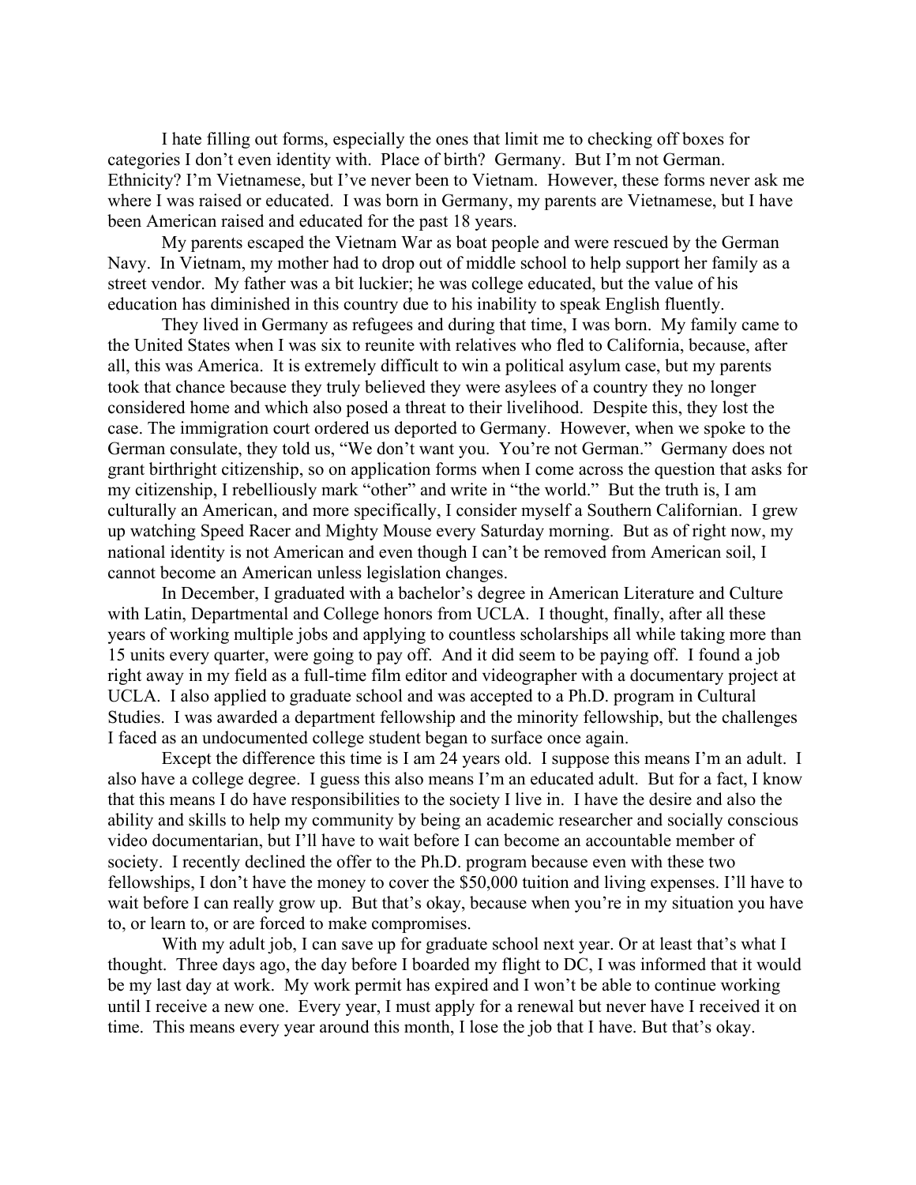I hate filling out forms, especially the ones that limit me to checking off boxes for categories I don't even identity with. Place of birth? Germany. But I'm not German. Ethnicity? I'm Vietnamese, but I've never been to Vietnam. However, these forms never ask me where I was raised or educated. I was born in Germany, my parents are Vietnamese, but I have been American raised and educated for the past 18 years.

My parents escaped the Vietnam War as boat people and were rescued by the German Navy. In Vietnam, my mother had to drop out of middle school to help support her family as a street vendor. My father was a bit luckier; he was college educated, but the value of his education has diminished in this country due to his inability to speak English fluently.

They lived in Germany as refugees and during that time, I was born. My family came to the United States when I was six to reunite with relatives who fled to California, because, after all, this was America. It is extremely difficult to win a political asylum case, but my parents took that chance because they truly believed they were asylees of a country they no longer considered home and which also posed a threat to their livelihood. Despite this, they lost the case. The immigration court ordered us deported to Germany. However, when we spoke to the German consulate, they told us, "We don't want you. You're not German." Germany does not grant birthright citizenship, so on application forms when I come across the question that asks for my citizenship, I rebelliously mark "other" and write in "the world." But the truth is, I am culturally an American, and more specifically, I consider myself a Southern Californian. I grew up watching Speed Racer and Mighty Mouse every Saturday morning. But as of right now, my national identity is not American and even though I can't be removed from American soil, I cannot become an American unless legislation changes.

In December, I graduated with a bachelor's degree in American Literature and Culture with Latin, Departmental and College honors from UCLA. I thought, finally, after all these years of working multiple jobs and applying to countless scholarships all while taking more than 15 units every quarter, were going to pay off. And it did seem to be paying off. I found a job right away in my field as a full-time film editor and videographer with a documentary project at UCLA. I also applied to graduate school and was accepted to a Ph.D. program in Cultural Studies. I was awarded a department fellowship and the minority fellowship, but the challenges I faced as an undocumented college student began to surface once again.

Except the difference this time is I am 24 years old. I suppose this means I'm an adult. I also have a college degree. I guess this also means I'm an educated adult. But for a fact, I know that this means I do have responsibilities to the society I live in. I have the desire and also the ability and skills to help my community by being an academic researcher and socially conscious video documentarian, but I'll have to wait before I can become an accountable member of society. I recently declined the offer to the Ph.D. program because even with these two fellowships, I don't have the money to cover the $50,000 tuition and living expenses. I'll have to wait before I can really grow up. But that's okay, because when you're in my situation you have to, or learn to, or are forced to make compromises.

With my adult job, I can save up for graduate school next year. Or at least that's what I thought. Three days ago, the day before I boarded my flight to DC, I was informed that it would be my last day at work. My work permit has expired and I won't be able to continue working until I receive a new one. Every year, I must apply for a renewal but never have I received it on time. This means every year around this month, I lose the job that I have. But that's okay.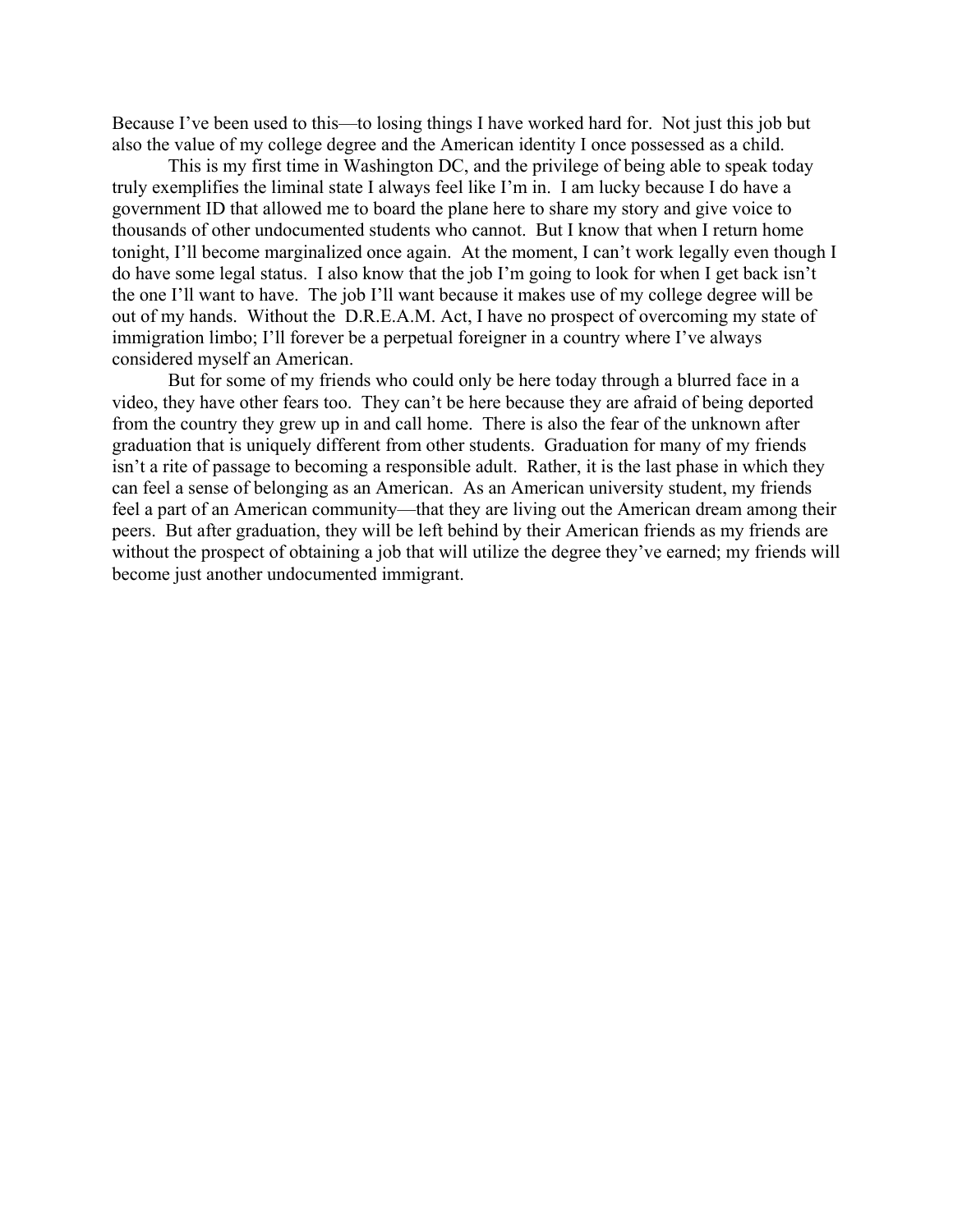Because I've been used to this—to losing things I have worked hard for. Not just this job but also the value of my college degree and the American identity I once possessed as a child.

This is my first time in Washington DC, and the privilege of being able to speak today truly exemplifies the liminal state I always feel like I'm in. I am lucky because I do have a government ID that allowed me to board the plane here to share my story and give voice to thousands of other undocumented students who cannot. But I know that when I return home tonight, I'll become marginalized once again. At the moment, I can't work legally even though I do have some legal status. I also know that the job I'm going to look for when I get back isn't the one I'll want to have. The job I'll want because it makes use of my college degree will be out of my hands. Without the D.R.E.A.M. Act, I have no prospect of overcoming my state of immigration limbo; I'll forever be a perpetual foreigner in a country where I've always considered myself an American.

But for some of my friends who could only be here today through a blurred face in a video, they have other fears too. They can't be here because they are afraid of being deported from the country they grew up in and call home. There is also the fear of the unknown after graduation that is uniquely different from other students. Graduation for many of my friends isn't a rite of passage to becoming a responsible adult. Rather, it is the last phase in which they can feel a sense of belonging as an American. As an American university student, my friends feel a part of an American community—that they are living out the American dream among their peers. But after graduation, they will be left behind by their American friends as my friends are without the prospect of obtaining a job that will utilize the degree they've earned; my friends will become just another undocumented immigrant.